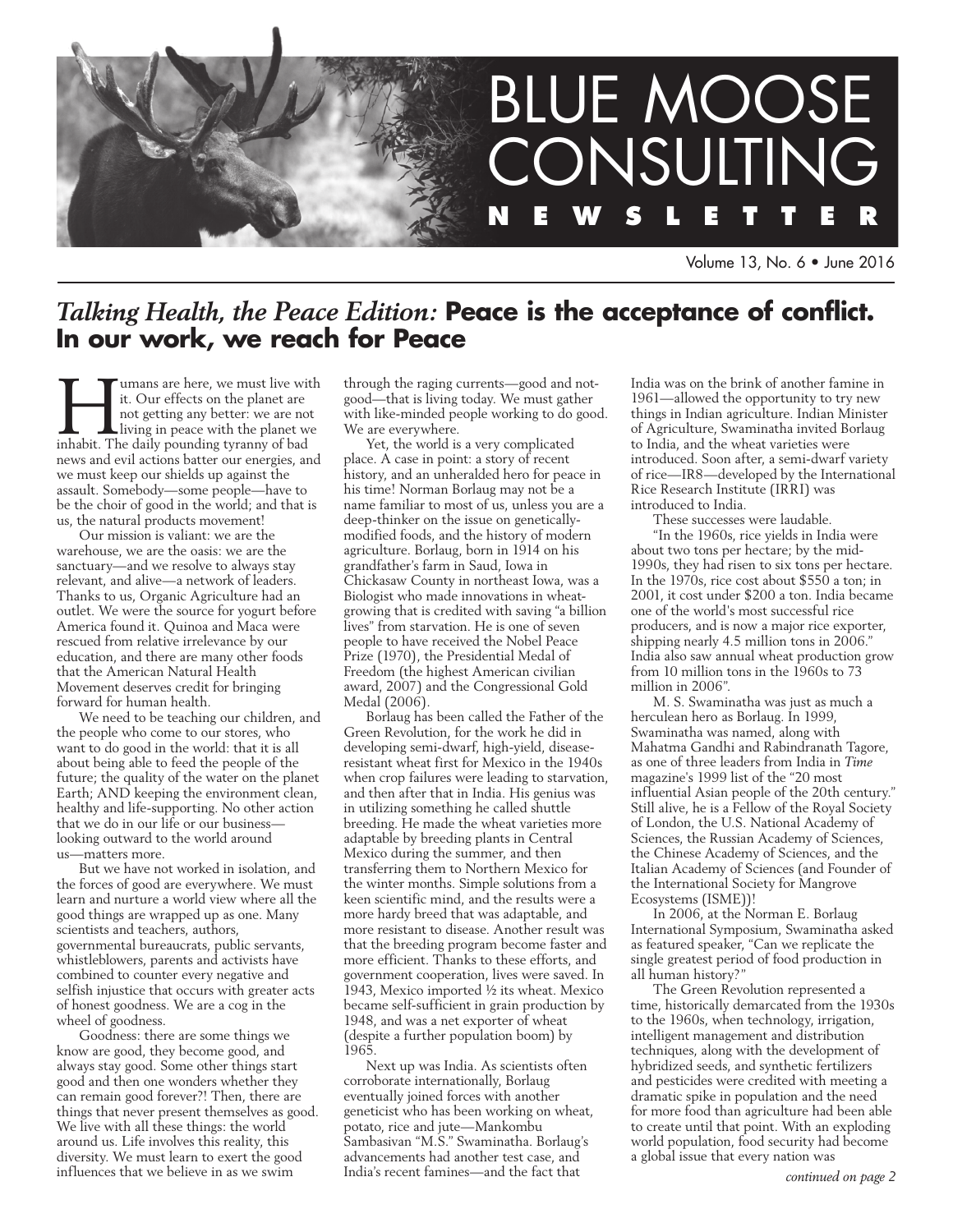# BLUE MOOSE CONSULTING NEWSLETTER

Volume 13, No. 6 • June 2016

## *Talking Health, the Peace Edition:* **Peace is the acceptance of conflict. In our work, we reach for Peace**

Humans are here, we must live with it. Our effects on the planet are not getting any better: we are not living in peace with the planet we inhabit. The daily pounding tyranny of bad news and evil actions batter our energies, and we must keep our shields up against the assault. Somebody—some people—have to be the choir of good in the world; and that is us, the natural products movement!

Our mission is valiant: we are the warehouse, we are the oasis: we are the sanctuary—and we resolve to always stay relevant, and alive—a network of leaders. Thanks to us, Organic Agriculture had an outlet. We were the source for yogurt before America found it. Quinoa and Maca were rescued from relative irrelevance by our education, and there are many other foods that the American Natural Health Movement deserves credit for bringing forward for human health.

We need to be teaching our children, and the people who come to our stores, who want to do good in the world: that it is all about being able to feed the people of the future; the quality of the water on the planet Earth; AND keeping the environment clean, healthy and life-supporting. No other action that we do in our life or our business—looking outward to the world around us—matters more.

But we have not worked in isolation, and the forces of good are everywhere. We must learn and nurture a world view where all the good things are wrapped up as one. Many scientists and teachers, authors, governmental bureaucrats, public servants, whistleblowers, parents and activists have combined to counter every negative and selfish injustice that occurs with greater acts of honest goodness. We are a cog in the wheel of goodness.

Goodness: there are some things we know are good, they become good, and always stay good. Some other things start good and then one wonders whether they can remain good forever?! Then, there are things that never present themselves as good. We live with all these things: the world around us. Life involves this reality, this diversity. We must learn to exert the good influences that we believe in as we swim through the raging currents—good and not-good—that is living today. We must gather with like-minded people working to do good. We are everywhere.

Yet, the world is a very complicated place. A case in point: a story of recent history, and an unheralded hero for peace in his time! Norman Borlaug may not be a name familiar to most of us, unless you are a deep-thinker on the issue on genetically-modified foods, and the history of modern agriculture. Borlaug, born in 1914 on his grandfather's farm in Saud, Iowa in Chickasaw County in northeast Iowa, was a Biologist who made innovations in wheat-growing that is credited with saving "a billion lives" from starvation. He is one of seven people to have received the Nobel Peace Prize (1970), the Presidential Medal of Freedom (the highest American civilian award, 2007) and the Congressional Gold Medal (2006).

Borlaug has been called the Father of the Green Revolution, for the work he did in developing semi-dwarf, high-yield, disease-resistant wheat first for Mexico in the 1940s when crop failures were leading to starvation, and then after that in India. His genius was in utilizing something he called shuttle breeding. He made the wheat varieties more adaptable by breeding plants in Central Mexico during the summer, and then transferring them to Northern Mexico for the winter months. Simple solutions from a keen scientific mind, and the results were a more hardy breed that was adaptable, and more resistant to disease. Another result was that the breeding program become faster and more efficient. Thanks to these efforts, and government cooperation, lives were saved. In 1943, Mexico imported ½ its wheat. Mexico became self-sufficient in grain production by 1948, and was a net exporter of wheat (despite a further population boom) by 1965.

Next up was India. As scientists often corroborate internationally, Borlaug eventually joined forces with another geneticist who has been working on wheat, potato, rice and jute—Mankombu Sambasivan "M.S." Swaminatha. Borlaug's advancements had another test case, and India's recent famines—and the fact that India was on the brink of another famine in 1961—allowed the opportunity to try new things in Indian agriculture. Indian Minister of Agriculture, Swaminatha invited Borlaug to India, and the wheat varieties were introduced. Soon after, a semi-dwarf variety of rice—IR8—developed by the International Rice Research Institute (IRRI) was introduced to India.

These successes were laudable.

"In the 1960s, rice yields in India were about two tons per hectare; by the mid-1990s, they had risen to six tons per hectare. In the 1970s, rice cost about $550 a ton; in 2001, it cost under $200 a ton. India became one of the world's most successful rice producers, and is now a major rice exporter, shipping nearly 4.5 million tons in 2006." India also saw annual wheat production grow from 10 million tons in the 1960s to 73 million in 2006".

M. S. Swaminatha was just as much a herculean hero as Borlaug. In 1999, Swaminatha was named, along with Mahatma Gandhi and Rabindranath Tagore, as one of three leaders from India in *Time* magazine's 1999 list of the "20 most influential Asian people of the 20th century." Still alive, he is a Fellow of the Royal Society of London, the U.S. National Academy of Sciences, the Russian Academy of Sciences, the Chinese Academy of Sciences, and the Italian Academy of Sciences (and Founder of the International Society for Mangrove Ecosystems (ISME))!

In 2006, at the Norman E. Borlaug International Symposium, Swaminatha asked as featured speaker, "Can we replicate the single greatest period of food production in all human history?"

The Green Revolution represented a time, historically demarcated from the 1930s to the 1960s, when technology, irrigation, intelligent management and distribution techniques, along with the development of hybridized seeds, and synthetic fertilizers and pesticides were credited with meeting a dramatic spike in population and the need for more food than agriculture had been able to create until that point. With an exploding world population, food security had become a global issue that every nation was

*continued on page 2*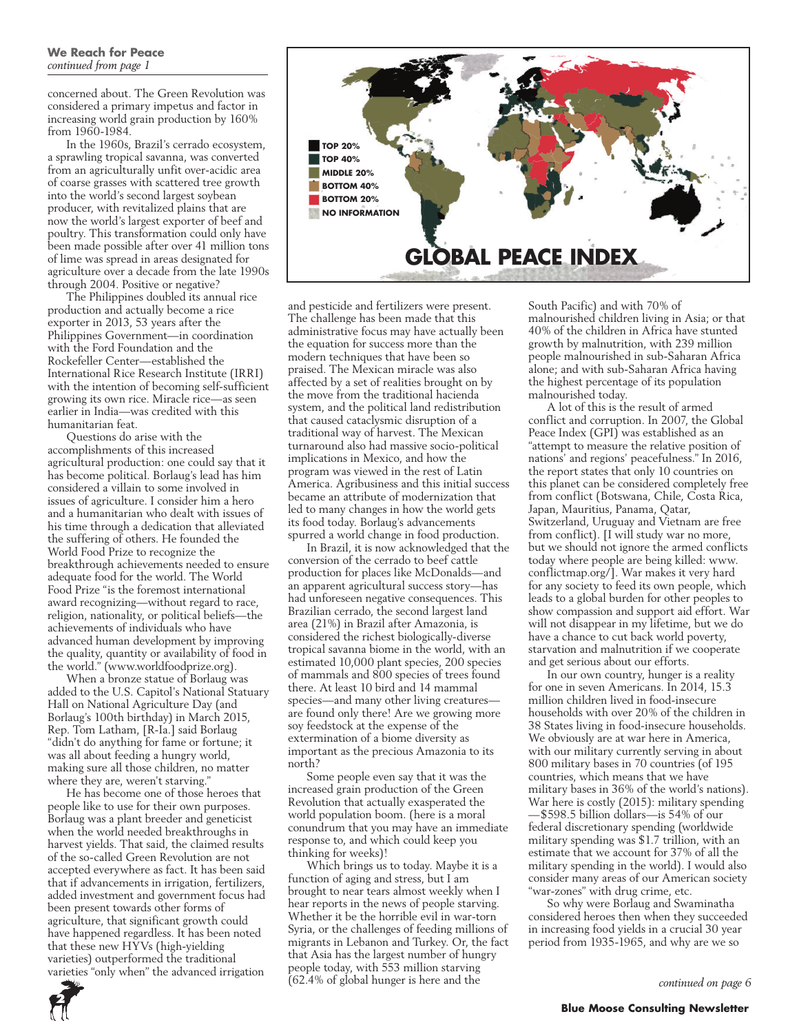**We Reach for Peace**
*continued from page 1*

concerned about. The Green Revolution was considered a primary impetus and factor in increasing world grain production by 160% from 1960-1984.

In the 1960s, Brazil's cerrado ecosystem, a sprawling tropical savanna, was converted from an agriculturally unfit over-acidic area of coarse grasses with scattered tree growth into the world's second largest soybean producer, with revitalized plains that are now the world's largest exporter of beef and poultry. This transformation could only have been made possible after over 41 million tons of lime was spread in areas designated for agriculture over a decade from the late 1990s through 2004. Positive or negative?

The Philippines doubled its annual rice production and actually become a rice exporter in 2013, 53 years after the Philippines Government—in coordination with the Ford Foundation and the Rockefeller Center—established the International Rice Research Institute (IRRI) with the intention of becoming self-sufficient growing its own rice. Miracle rice—as seen earlier in India—was credited with this humanitarian feat.

Questions do arise with the accomplishments of this increased agricultural production: one could say that it has become political. Borlaug's lead has him considered a villain to some involved in issues of agriculture. I consider him a hero and a humanitarian who dealt with issues of his time through a dedication that alleviated the suffering of others. He founded the World Food Prize to recognize the breakthrough achievements needed to ensure adequate food for the world. The World Food Prize "is the foremost international award recognizing—without regard to race, religion, nationality, or political beliefs—the achievements of individuals who have advanced human development by improving the quality, quantity or availability of food in the world." (www.worldfoodprize.org).

When a bronze statue of Borlaug was added to the U.S. Capitol's National Statuary Hall on National Agriculture Day (and Borlaug's 100th birthday) in March 2015, Rep. Tom Latham, [R-Ia.] said Borlaug "didn't do anything for fame or fortune; it was all about feeding a hungry world, making sure all those children, no matter where they are, weren't starving."

He has become one of those heroes that people like to use for their own purposes. Borlaug was a plant breeder and geneticist when the world needed breakthroughs in harvest yields. That said, the claimed results of the so-called Green Revolution are not accepted everywhere as fact. It has been said that if advancements in irrigation, fertilizers, added investment and government focus had been present towards other forms of agriculture, that significant growth could have happened regardless. It has been noted that these new HYVs (high-yielding varieties) outperformed the traditional varieties "only when" the advanced irrigation and pesticide and fertilizers were present. The challenge has been made that this administrative focus may have actually been the equation for success more than the modern techniques that have been so praised. The Mexican miracle was also affected by a set of realities brought on by the move from the traditional hacienda system, and the political land redistribution that caused cataclysmic disruption of a traditional way of harvest. The Mexican turnaround also had massive socio-political implications in Mexico, and how the program was viewed in the rest of Latin America. Agribusiness and this initial success became an attribute of modernization that led to many changes in how the world gets its food today. Borlaug's advancements spurred a world change in food production.

In Brazil, it is now acknowledged that the conversion of the cerrado to beef cattle production for places like McDonalds—and an apparent agricultural success story—has had unforeseen negative consequences. This Brazilian cerrado, the second largest land area (21%) in Brazil after Amazonia, is considered the richest biologically-diverse tropical savanna biome in the world, with an estimated 10,000 plant species, 200 species of mammals and 800 species of trees found there. At least 10 bird and 14 mammal species—and many other living creatures—are found only there! Are we growing more soy feedstock at the expense of the extermination of a biome diversity as important as the precious Amazonia to its north?

Some people even say that it was the increased grain production of the Green Revolution that actually exasperated the world population boom. (here is a moral conundrum that you may have an immediate response to, and which could keep you thinking for weeks)!

Which brings us to today. Maybe it is a function of aging and stress, but I am brought to near tears almost weekly when I hear reports in the news of people starving. Whether it be the horrible evil in war-torn Syria, or the challenges of feeding millions of migrants in Lebanon and Turkey. Or, the fact that Asia has the largest number of hungry people today, with 553 million starving (62.4% of global hunger is here and the South Pacific) and with 70% of malnourished children living in Asia; or that 40% of the children in Africa have stunted growth by malnutrition, with 239 million people malnourished in sub-Saharan Africa alone; and with sub-Saharan Africa having the highest percentage of its population malnourished today.

A lot of this is the result of armed conflict and corruption. In 2007, the Global Peace Index (GPI) was established as an "attempt to measure the relative position of nations' and regions' peacefulness." In 2016, the report states that only 10 countries on this planet can be considered completely free from conflict (Botswana, Chile, Costa Rica, Japan, Mauritius, Panama, Qatar, Switzerland, Uruguay and Vietnam are free from conflict). [I will study war no more, but we should not ignore the armed conflicts today where people are being killed: www.conflictmap.org/]. War makes it very hard for any society to feed its own people, which leads to a global burden for other peoples to show compassion and support aid effort. War will not disappear in my lifetime, but we do have a chance to cut back world poverty, starvation and malnutrition if we cooperate and get serious about our efforts.

In our own country, hunger is a reality for one in seven Americans. In 2014, 15.3 million children lived in food-insecure households with over 20% of the children in 38 States living in food-insecure households. We obviously are at war here in America, with our military currently serving in about 800 military bases in 70 countries (of 195 countries, which means that we have military bases in 36% of the world's nations). War here is costly (2015): military spending—$598.5 billion dollars—is 54% of our federal discretionary spending (worldwide military spending was $1.7 trillion, with an estimate that we account for 37% of all the military spending in the world). I would also consider many areas of our American society "war-zones" with drug crime, etc.

So why were Borlaug and Swaminatha considered heroes then when they succeeded in increasing food yields in a crucial 30 year period from 1935-1965, and why are we so

*continued on page 6*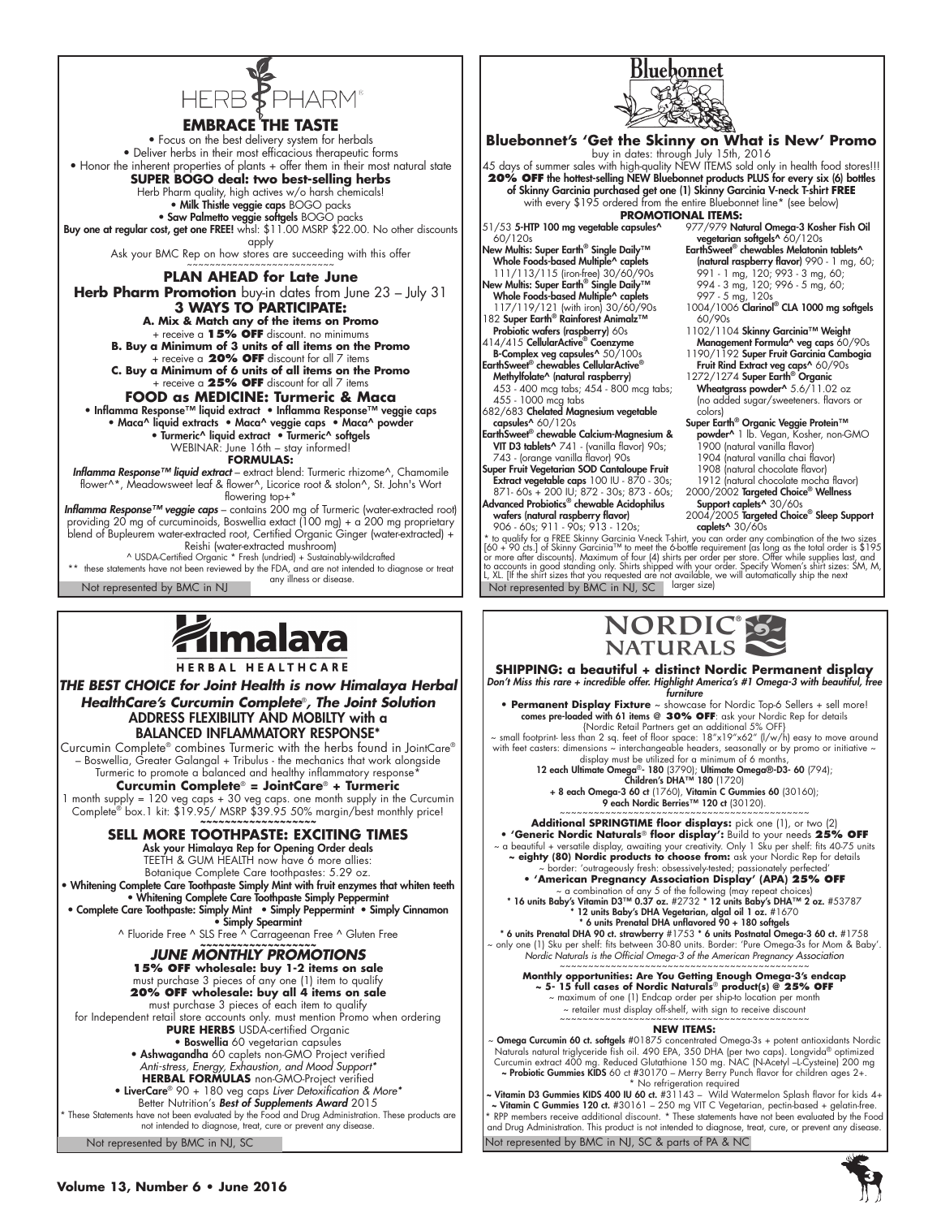# HERB PHARM

## EMBRACE THE TASTE

- Focus on the best delivery system for herbals
- Deliver herbs in their most efficacious therapeutic forms
- Honor the inherent properties of plants + offer them in their most natural state

**SUPER BOGO deal: two best-selling herbs**

Herb Pharm quality, high actives w/o harsh chemicals!

- **Milk Thistle veggie caps** BOGO packs
- **Saw Palmetto veggie softgels** BOGO packs

**Buy one at regular cost, get one FREE!** whsl: $11.00 MSRP $22.00. No other discounts apply

Ask your BMC Rep on how stores are succeeding with this offer

~~~~~~~~~~~~~~~~~~~~~~~~

**PLAN AHEAD for Late June**

**Herb Pharm Promotion** buy-in dates from June 23 – July 31

**3 WAYS TO PARTICIPATE:**

**A. Mix & Match any of the items on Promo** + receive a **15% OFF** discount. no minimums

**B. Buy a Minimum of 3 units of all items on the Promo** + receive a **20% OFF** discount for all 7 items

**C. Buy a Minimum of 6 units of all items on the Promo** + receive a **25% OFF** discount for all 7 items

**FOOD as MEDICINE: Turmeric & Maca**

- **Inflamma Response™ liquid extract** • **Inflamma Response™ veggie caps**
- **Maca^ liquid extracts** • **Maca^ veggie caps** • **Maca^ powder**
- **Turmeric^ liquid extract** • **Turmeric^ softgels**

WEBINAR: June 16th – stay informed!

**FORMULAS:**

***Inflamma Response™ liquid extract*** – extract blend: Turmeric rhizome^, Chamomile flower^*, Meadowsweet leaf & flower^, Licorice root & stolon^, St. John's Wort flowering top+*

***Inflamma Response™ veggie caps*** – contains 200 mg of Turmeric (water-extracted root) providing 20 mg of curcuminoids, Boswellia extact (100 mg) + a 200 mg proprietary blend of Bupleurem water-extracted root, Certified Organic Ginger (water-extracted) + Reishi (water-extracted mushroom)

^ USDA-Certified Organic * Fresh (undried) + Sustainably-wildcrafted

** these statements have not been reviewed by the FDA, and are not intended to diagnose or treat any illness or disease.

Not represented by BMC in NJ

# Bluebonnet

## Bluebonnet's 'Get the Skinny on What is New' Promo

buy in dates: through July 15th, 2016

45 days of summer sales with high-quality NEW ITEMS sold only in health food stores!!! **20% OFF the hottest-selling NEW Bluebonnet products PLUS for every six (6) bottles of Skinny Garcinia purchased get one (1) Skinny Garcinia V-neck T-shirt FREE** with every $195 ordered from the entire Bluebonnet line* (see below)

**PROMOTIONAL ITEMS:**

- 51/53 **5-HTP 100 mg vegetable capsules^** 60/120s
- **New Multis: Super Earth® Single Daily™ Whole Foods-based Multiple^ caplets** 111/113/115 (iron-free) 30/60/90s
- **New Multis: Super Earth® Single Daily™ Whole Foods-based Multiple^ caplets** 117/119/121 (with iron) 30/60/90s
- 182 **Super Earth® Rainforest Animalz™ Probiotic wafers (raspberry)** 60s
- 414/415 **CellularActive® Coenzyme B-Complex veg capsules^** 50/100s
- **EarthSweet® chewables CellularActive® Methylfolate^ (natural raspberry)** 453 - 400 mcg tabs; 454 - 800 mcg tabs; 455 - 1000 mcg tabs
- 682/683 **Chelated Magnesium vegetable capsules^** 60/120s
- **EarthSweet® chewable Calcium-Magnesium & VIT D3 tablets^** 741 - (vanilla flavor) 90s; 743 - (orange vanilla flavor) 90s
- **Super Fruit Vegetarian SOD Cantaloupe Fruit Extract vegetable caps** 100 IU - 870 - 30s; 871- 60s + 200 IU; 872 - 30s; 873 - 60s;
- **Advanced Probiotics® chewable Acidophilus wafers (natural raspberry flavor)** 906 - 60s; 911 - 90s; 913 - 120s;
- 977/979 **Natural Omega-3 Kosher Fish Oil vegetarian softgels^** 60/120s
- **EarthSweet® chewables Melatonin tablets^ (natural raspberry flavor)** 990 - 1 mg, 60; 991 - 1 mg, 120; 993 - 3 mg, 60; 994 - 3 mg, 120; 996 - 5 mg, 60; 997 - 5 mg, 120s
- 1004/1006 **Clarinol® CLA 1000 mg softgels** 60/90s
- 1102/1104 **Skinny Garcinia™ Weight Management Formula^ veg caps** 60/90s
- 1190/1192 **Super Fruit Garcinia Cambogia Fruit Rind Extract veg caps^** 60/90s
- 1272/1274 **Super Earth® Organic Wheatgrass powder^** 5.6/11.02 oz (no added sugar/sweeteners. flavors or colors)
- **Super Earth® Organic Veggie Protein™ powder^** 1 lb. Vegan, Kosher, non-GMO 1900 (natural vanilla flavor) 1904 (natural vanilla chai flavor) 1908 (natural chocolate flavor) 1912 (natural chocolate mocha flavor)
- 2000/2002 **Targeted Choice® Wellness Support caplets^** 30/60s
- 2004/2005 **Targeted Choice® Sleep Support caplets^** 30/60s

* to qualify for a FREE Skinny Garcinia V-neck T-shirt, you can order any combination of the two sizes [60 + 90 cts.] of Skinny Garcinia™ to meet the 6-bottle requirement (as long as the total order is $195 or more after discounts). Maximum of four (4) shirts per order per store. Offer while supplies last, and to accounts in good standing only. Shirts shipped with your order. Specify Women's shirt sizes: SM, M, L, XL. [If the shirt sizes that you requested are not available, we will automatically ship the next larger size)

Not represented by BMC in NJ, SC

# Himalaya HERBAL HEALTHCARE

## *THE BEST CHOICE for Joint Health is now Himalaya Herbal HealthCare's Curcumin Complete®, The Joint Solution*

**ADDRESS FLEXIBILITY AND MOBILTY with a BALANCED INFLAMMATORY RESPONSE***

Curcumin Complete® combines Turmeric with the herbs found in JointCare® – Boswellia, Greater Galangal + Tribulus - the mechanics that work alongside Turmeric to promote a balanced and healthy inflammatory response*

**Curcumin Complete® = JointCare® + Turmeric**

1 month supply = 120 veg caps + 30 veg caps. one month supply in the Curcumin Complete® box.1 kit: $19.95/ MSRP $39.95 50% margin/best monthly price!

~~~~~~~~~~~~~~~~~~

**SELL MORE TOOTHPASTE: EXCITING TIMES**

Ask your Himalaya Rep for Opening Order deals

TEETH & GUM HEALTH now have 6 more allies: Botanique Complete Care toothpastes: 5.29 oz.

- **Whitening Complete Care Toothpaste Simply Mint with fruit enzymes that whiten teeth**
- **Whitening Complete Care Toothpaste Simply Peppermint**
- **Complete Care Toothpaste: Simply Mint** • **Simply Peppermint** • **Simply Cinnamon** • **Simply Spearmint**

^ Fluoride Free ^ SLS Free ^ Carrageenan Free ^ Gluten Free

~~~~~~~~~~~~~~~~~~

***JUNE MONTHLY PROMOTIONS***

**15% OFF wholesale: buy 1-2 items on sale**
must purchase 3 pieces of any one (1) item to qualify

**20% OFF wholesale: buy all 4 items on sale**
must purchase 3 pieces of each item to qualify

for Independent retail store accounts only. must mention Promo when ordering

**PURE HERBS** USDA-certified Organic

- **Boswellia** 60 vegetarian capsules
- **Ashwagandha** 60 caplets non-GMO Project verified *Anti-stress, Energy, Exhaustion, and Mood Support**

**HERBAL FORMULAS** non-GMO-Project verified

- **LiverCare®** 90 + 180 veg caps *Liver Detoxification & More**

Better Nutrition's ***Best of Supplements Award*** 2015

* These Statements have not been evaluated by the Food and Drug Administration. These products are not intended to diagnose, treat, cure or prevent any disease.

Not represented by BMC in NJ, SC

# NORDIC NATURALS

## SHIPPING: a beautiful + distinct Nordic Permanent display

***Don't Miss this rare + incredible offer. Highlight America's #1 Omega-3 with beautiful, free furniture***

- **Permanent Display Fixture** ~ showcase for Nordic Top-6 Sellers + sell more! **comes pre-loaded with 61 items @ 30% OFF**: ask your Nordic Rep for details (Nordic Retail Partners get an additional 5% OFF)

~ small footprint- less than 2 sq. feet of floor space: 18"x19"x62" (l/w/h) easy to move around with feet casters: dimensions ~ interchangeable headers, seasonally or by promo or initiative ~ display must be utilized for a minimum of 6 months,

**12 each Ultimate Omega®- 180** (3790); **Ultimate Omega®-D3- 60** (794); **Children's DHA™ 180** (1720)
**+ 8 each Omega-3 60 ct** (1760), **Vitamin C Gummies 60** (30160);
**9 each Nordic Berries™ 120 ct** (30120).

~~~~~~~~~~~~~~~~~~~~~~~~~~~~~~~~~~~~~~~~~~

**Additional SPRINGTIME floor displays:** pick one (1), or two (2)

- **'Generic Nordic Naturals® floor display':** Build to your needs **25% OFF**
~ a beautiful + versatile display, awaiting your creativity. Only 1 Sku per shelf: fits 40-75 units **~ eighty (80) Nordic products to choose from:** ask your Nordic Rep for details ~ border: 'outrageously fresh: obsessively-tested; passionately perfected'
- **'American Pregnancy Association Display' (APA) 25% OFF**
~ a combination of any 5 of the following (may repeat choices)
**\* 16 units Baby's Vitamin D3™ 0.37 oz.** #2732 **\* 12 units Baby's DHA™ 2 oz.** #53787
**\* 12 units Baby's DHA Vegetarian, algal oil 1 oz.** #1670
**\* 6 units Prenatal DHA unflavored 90 + 180 softgels**
**\* 6 units Prenatal DHA 90 ct. strawberry** #1753 **\* 6 units Postnatal Omega-3 60 ct.** #1758
~ only one (1) Sku per shelf: fits between 30-80 units. Border: 'Pure Omega-3s for Mom & Baby'. *Nordic Naturals is the Official Omega-3 of the American Pregnancy Association*

~~~~~~~~~~~~~~~~~~~~~~~~~~~~~~~~~~~~~~~~~~

**Monthly opportunities: Are You Getting Enough Omega-3's endcap**
**~ 5- 15 full cases of Nordic Naturals® product(s) @ 25% OFF**
~ maximum of one (1) Endcap order per ship-to location per month
~ retailer must display off-shelf, with sign to receive discount

~~~~~~~~~~~~~~~~~~~~~~~~~~~~~~~~~~~~~~~~~~

**NEW ITEMS:**

~ **Omega Curcumin 60 ct. softgels** #01875 concentrated Omega-3s + potent antioxidants Nordic Naturals natural triglyceride fish oil. 490 EPA, 350 DHA (per two caps). Longvida® optimized Curcumin extract 400 mg. Reduced Glutathione 150 mg. NAC (N-Acetyl –L-Cysteine) 200 mg
**~ Probiotic Gummies KIDS** 60 ct #30170 – Merry Berry Punch flavor for children ages 2+.
* No refrigeration required
**~ Vitamin D3 Gummies KIDS 400 IU 60 ct.** #31143 – Wild Watermelon Splash flavor for kids 4+
**~ Vitamin C Gummies 120 ct.** #30161 – 250 mg VIT C Vegetarian, pectin-based + gelatin-free.
* RPP members receive additional discount. * These statements have not been evaluated by the Food and Drug Administration. This product is not intended to diagnose, treat, cure, or prevent any disease.

Not represented by BMC in NJ, SC & parts of PA & NC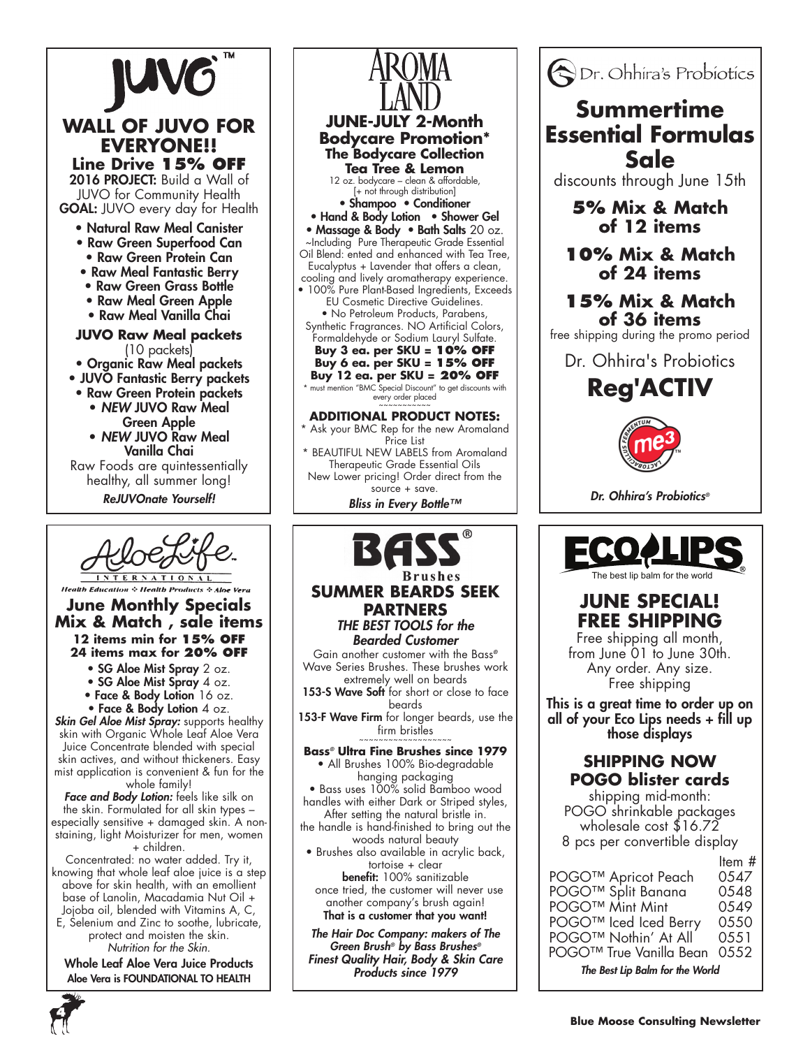# JUVO™

## WALL OF JUVO FOR EVERYONE!!

### Line Drive 15% OFF

**2016 PROJECT:** Build a Wall of JUVO for Community Health
**GOAL:** JUVO every day for Health

- Natural Raw Meal Canister
- Raw Green Superfood Can
- Raw Green Protein Can
- Raw Meal Fantastic Berry
- Raw Green Grass Bottle
- Raw Meal Green Apple
- Raw Meal Vanilla Chai

**JUVO Raw Meal packets**
(10 packets)

- Organic Raw Meal packets
- JUVO Fantastic Berry packets
- Raw Green Protein packets
- *NEW* JUVO Raw Meal Green Apple
- *NEW* JUVO Raw Meal Vanilla Chai

Raw Foods are quintessentially healthy, all summer long!

*ReJUVOnate Yourself!*

---

# AROMA LAND

## JUNE-JULY 2-Month Bodycare Promotion*

### The Bodycare Collection

### Tea Tree & Lemon

12 oz. bodycare – clean & affordable,
[+ not through distribution]

- Shampoo • Conditioner
- Hand & Body Lotion • Shower Gel
- Massage & Body • Bath Salts 20 oz.

~Including Pure Therapeutic Grade Essential Oil Blend: ented and enhanced with Tea Tree, Eucalyptus + Lavender that offers a clean, cooling and lively aromatherapy experience.

- 100% Pure Plant-Based Ingredients, Exceeds EU Cosmetic Directive Guidelines.
- No Petroleum Products, Parabens, Synthetic Fragrances. NO Artificial Colors, Formaldehyde or Sodium Lauryl Sulfate.

**Buy 3 ea. per SKU = 10% OFF**
**Buy 6 ea. per SKU = 15% OFF**
**Buy 12 ea. per SKU = 20% OFF**

* must mention "BMC Special Discount" to get discounts with every order placed

~~~~~~~~~~~

**ADDITIONAL PRODUCT NOTES:**

* Ask your BMC Rep for the new Aromaland Price List
* BEAUTIFUL NEW LABELS from Aromaland Therapeutic Grade Essential Oils
New Lower pricing! Order direct from the source + save.

*Bliss in Every Bottle™*

---

# Dr. Ohhira's Probiotics

## Summertime Essential Formulas Sale

discounts through June 15th

**5% Mix & Match of 12 items**

**10% Mix & Match of 24 items**

**15% Mix & Match of 36 items**

free shipping during the promo period

Dr. Ohhira's Probiotics

## Reg'ACTIV

me3™ LACTOBACILLUS FERMENTUM

*Dr. Ohhira's Probiotics®*

---

# AloeLife INTERNATIONAL

*Health Education ❖ Health Products ❖ Aloe Vera*

## June Monthly Specials

## Mix & Match , sale items

**12 items min for 15% OFF**
**24 items max for 20% OFF**

- SG Aloe Mist Spray 2 oz.
- SG Aloe Mist Spray 4 oz.
- Face & Body Lotion 16 oz.
- Face & Body Lotion 4 oz.

***Skin Gel Aloe Mist Spray:*** supports healthy skin with Organic Whole Leaf Aloe Vera Juice Concentrate blended with special skin actives, and without thickeners. Easy mist application is convenient & fun for the whole family!

***Face and Body Lotion:*** feels like silk on the skin. Formulated for all skin types – especially sensitive + damaged skin. A non-staining, light Moisturizer for men, women + children.

Concentrated: no water added. Try it, knowing that whole leaf aloe juice is a step above for skin health, with an emollient base of Lanolin, Macadamia Nut Oil + Jojoba oil, blended with Vitamins A, C, E, Selenium and Zinc to soothe, lubricate, protect and moisten the skin.

*Nutrition for the Skin.*

**Whole Leaf Aloe Vera Juice Products**
**Aloe Vera is FOUNDATIONAL TO HEALTH**

---

# BASS® Brushes

## SUMMER BEARDS SEEK PARTNERS

### *THE BEST TOOLS for the Bearded Customer*

Gain another customer with the Bass® Wave Series Brushes. These brushes work extremely well on beards

**153-S Wave Soft** for short or close to face beards

**153-F Wave Firm** for longer beards, use the firm bristles

~~~~~~~~~~~~~~~~~~

**Bass® Ultra Fine Brushes since 1979**

- All Brushes 100% Bio-degradable hanging packaging
- Bass uses 100% solid Bamboo wood handles with either Dark or Striped styles, After setting the natural bristle in. the handle is hand-finished to bring out the woods natural beauty
- Brushes also available in acrylic back, tortoise + clear

**benefit:** 100% sanitizable
once tried, the customer will never use another company's brush again!

**That is a customer that you want!**

***The Hair Doc Company: makers of The Green Brush® by Bass Brushes® Finest Quality Hair, Body & Skin Care Products since 1979***

---

# ECO LIPS®

The best lip balm for the world

## JUNE SPECIAL! FREE SHIPPING

Free shipping all month, from June 01 to June 30th. Any order. Any size. Free shipping

**This is a great time to order up on all of your Eco Lips needs + fill up those displays**

### SHIPPING NOW POGO blister cards

shipping mid-month:
POGO shrinkable packages
wholesale cost $16.72
8 pcs per convertible display

| | Item # |
|---|---|
| POGO™ Apricot Peach | 0547 |
| POGO™ Split Banana | 0548 |
| POGO™ Mint Mint | 0549 |
| POGO™ Iced Iced Berry | 0550 |
| POGO™ Nothin' At All | 0551 |
| POGO™ True Vanilla Bean | 0552 |

*The Best Lip Balm for the World*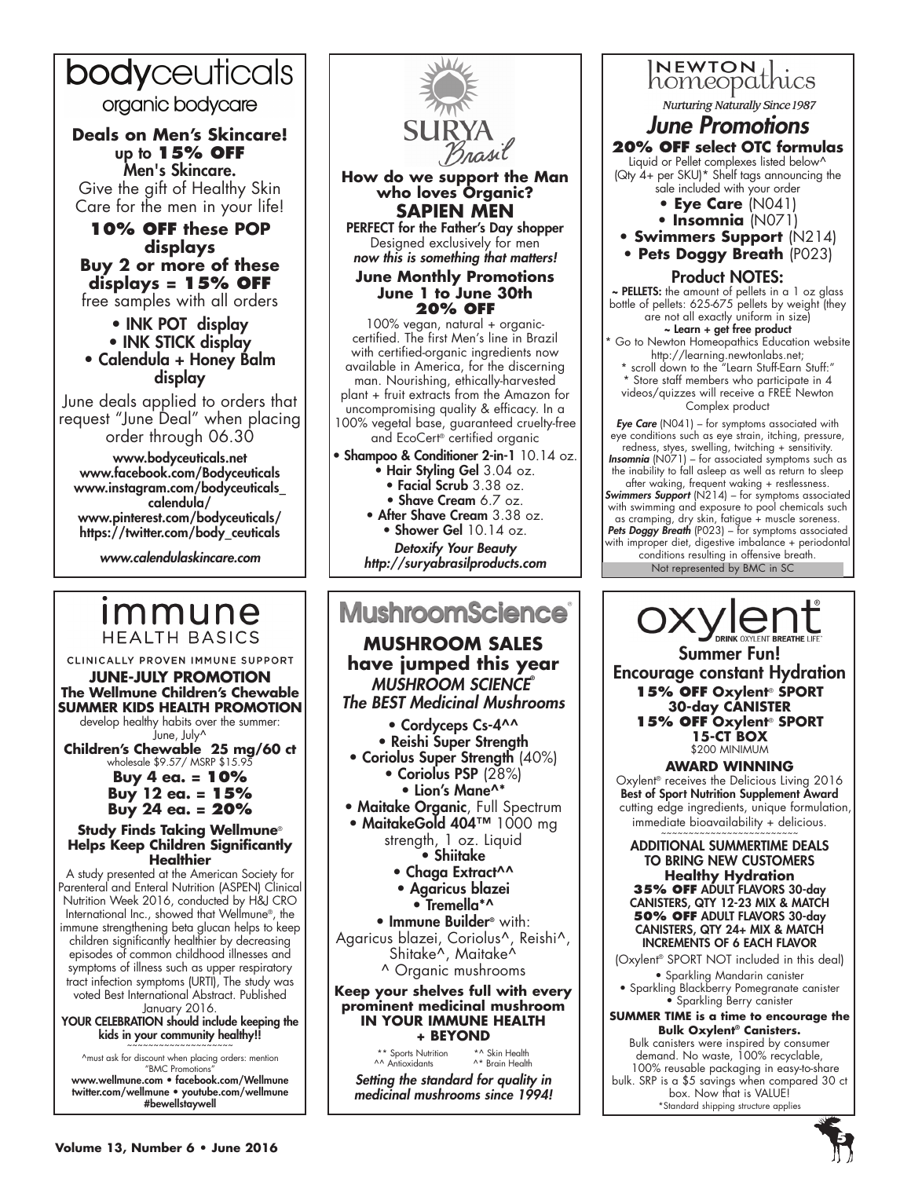# bodyceuticals

organic bodycare

**Deals on Men's Skincare!**
**up to 15% OFF**
**Men's Skincare.**

Give the gift of Healthy Skin Care for the men in your life!

**10% OFF these POP displays**
**Buy 2 or more of these displays = 15% OFF**

free samples with all orders

- INK POT display
- INK STICK display
- Calendula + Honey Balm display

June deals applied to orders that request "June Deal" when placing order through 06.30

www.bodyceuticals.net
www.facebook.com/Bodyceuticals
www.instagram.com/bodyceuticals_calendula/
www.pinterest.com/bodyceuticals/
https://twitter.com/body_ceuticals

*www.calendulaskincare.com*

# SURYA Brasil

**How do we support the Man who loves Organic?**

## SAPIEN MEN

**PERFECT for the Father's Day shopper**

Designed exclusively for men
***now this is something that matters!***

**June Monthly Promotions**
**June 1 to June 30th**
**20% OFF**

100% vegan, natural + organic-certified. The first Men's line in Brazil with certified-organic ingredients now available in America, for the discerning man. Nourishing, ethically-harvested plant + fruit extracts from the Amazon for uncompromising quality & efficacy. In a 100% vegetal base, guaranteed cruelty-free and EcoCert® certified organic

- **Shampoo & Conditioner 2-in-1** 10.14 oz.
- **Hair Styling Gel** 3.04 oz.
- **Facial Scrub** 3.38 oz.
- **Shave Cream** 6.7 oz.
- **After Shave Cream** 3.38 oz.
- **Shower Gel** 10.14 oz.

***Detoxify Your Beauty***
***http://suryabrasilproducts.com***

# NEWTON homeopathics

*Nurturing Naturally Since 1987*

## *June Promotions*

**20% OFF select OTC formulas**

Liquid or Pellet complexes listed below^ (Qty 4+ per SKU)* Shelf tags announcing the sale included with your order

- **Eye Care** (N041)
- **Insomnia** (N071)
- **Swimmers Support** (N214)
- **Pets Doggy Breath** (P023)

**Product NOTES:**

**~ PELLETS:** the amount of pellets in a 1 oz glass bottle of pellets: 625-675 pellets by weight (they are not all exactly uniform in size)

**~ Learn + get free product**

\* Go to Newton Homeopathics Education website http://learning.newtonlabs.net;
\* scroll down to the "Learn Stuff-Earn Stuff:"
\* Store staff members who participate in 4 videos/quizzes will receive a FREE Newton Complex product

***Eye Care*** (N041) – for symptoms associated with eye conditions such as eye strain, itching, pressure, redness, styes, swelling, twitching + sensitivity.
***Insomnia*** (N071) – for associated symptoms such as the inability to fall asleep as well as return to sleep after waking, frequent waking + restlessness.
***Swimmers Support*** (N214) – for symptoms associated with swimming and exposure to pool chemicals such as cramping, dry skin, fatigue + muscle soreness.
***Pets Doggy Breath*** (P023) – for symptoms associated with improper diet, digestive imbalance + periodontal conditions resulting in offensive breath.

Not represented by BMC in SC

# immune HEALTH BASICS

CLINICALLY PROVEN IMMUNE SUPPORT

**JUNE-JULY PROMOTION**
**The Wellmune Children's Chewable SUMMER KIDS HEALTH PROMOTION**

develop healthy habits over the summer: June, July^

**Children's Chewable 25 mg/60 ct**
wholesale $9.57/ MSRP $15.95

**Buy 4 ea. = 10%**
**Buy 12 ea. = 15%**
**Buy 24 ea. = 20%**

**Study Finds Taking Wellmune® Helps Keep Children Significantly Healthier**

A study presented at the American Society for Parenteral and Enteral Nutrition (ASPEN) Clinical Nutrition Week 2016, conducted by H&J CRO International Inc., showed that Wellmune®, the immune strengthening beta glucan helps to keep children significantly healthier by decreasing episodes of common childhood illnesses and symptoms of illness such as upper respiratory tract infection symptoms (URTI), The study was voted Best International Abstract. Published January 2016.

**YOUR CELEBRATION should include keeping the kids in your community healthy!!**

^must ask for discount when placing orders: mention "BMC Promotions"

www.wellmune.com • facebook.com/Wellmune
twitter.com/wellmune • youtube.com/wellmune
#bewellstaywell

# MushroomScience®

## MUSHROOM SALES have jumped this year

***MUSHROOM SCIENCE®***
***The BEST Medicinal Mushrooms***

- Cordyceps Cs-4^^
- Reishi Super Strength
- Coriolus Super Strength (40%)
- Coriolus PSP (28%)
- Lion's Mane^*
- Maitake Organic, Full Spectrum
- MaitakeGold 404™ 1000 mg strength, 1 oz. Liquid
- Shiitake
- Chaga Extract^^
- Agaricus blazei
- Tremella*^
- Immune Builder® with: Agaricus blazei, Coriolus^, Reishi^, Shitake^, Maitake^

^ Organic mushrooms

**Keep your shelves full with every prominent medicinal mushroom IN YOUR IMMUNE HEALTH + BEYOND**

\*\* Sports Nutrition &nbsp; \*^ Skin Health
^^ Antioxidants &nbsp; ^\* Brain Health

***Setting the standard for quality in medicinal mushrooms since 1994!***

# oxylent®

DRINK OXYLENT BREATHE LIFE®

**Summer Fun!**
**Encourage constant Hydration**

**15% OFF Oxylent® SPORT 30-day CANISTER**
**15% OFF Oxylent® SPORT 15-CT BOX**
$200 MINIMUM

**AWARD WINNING**

Oxylent® receives the Delicious Living 2016 **Best of Sport Nutrition Supplement Award** cutting edge ingredients, unique formulation, immediate bioavailability + delicious.

**ADDITIONAL SUMMERTIME DEALS TO BRING NEW CUSTOMERS**
**Healthy Hydration**
**35% OFF ADULT FLAVORS 30-day CANISTERS, QTY 12-23 MIX & MATCH**
**50% OFF ADULT FLAVORS 30-day CANISTERS, QTY 24+ MIX & MATCH INCREMENTS OF 6 EACH FLAVOR**

(Oxylent® SPORT NOT included in this deal)

- Sparkling Mandarin canister
- Sparkling Blackberry Pomegranate canister
- Sparkling Berry canister

**SUMMER TIME is a time to encourage the Bulk Oxylent® Canisters.**

Bulk canisters were inspired by consumer demand. No waste, 100% recyclable, 100% reusable packaging in easy-to-share bulk. SRP is a $5 savings when compared 30 ct box. Now that is VALUE!

\*Standard shipping structure applies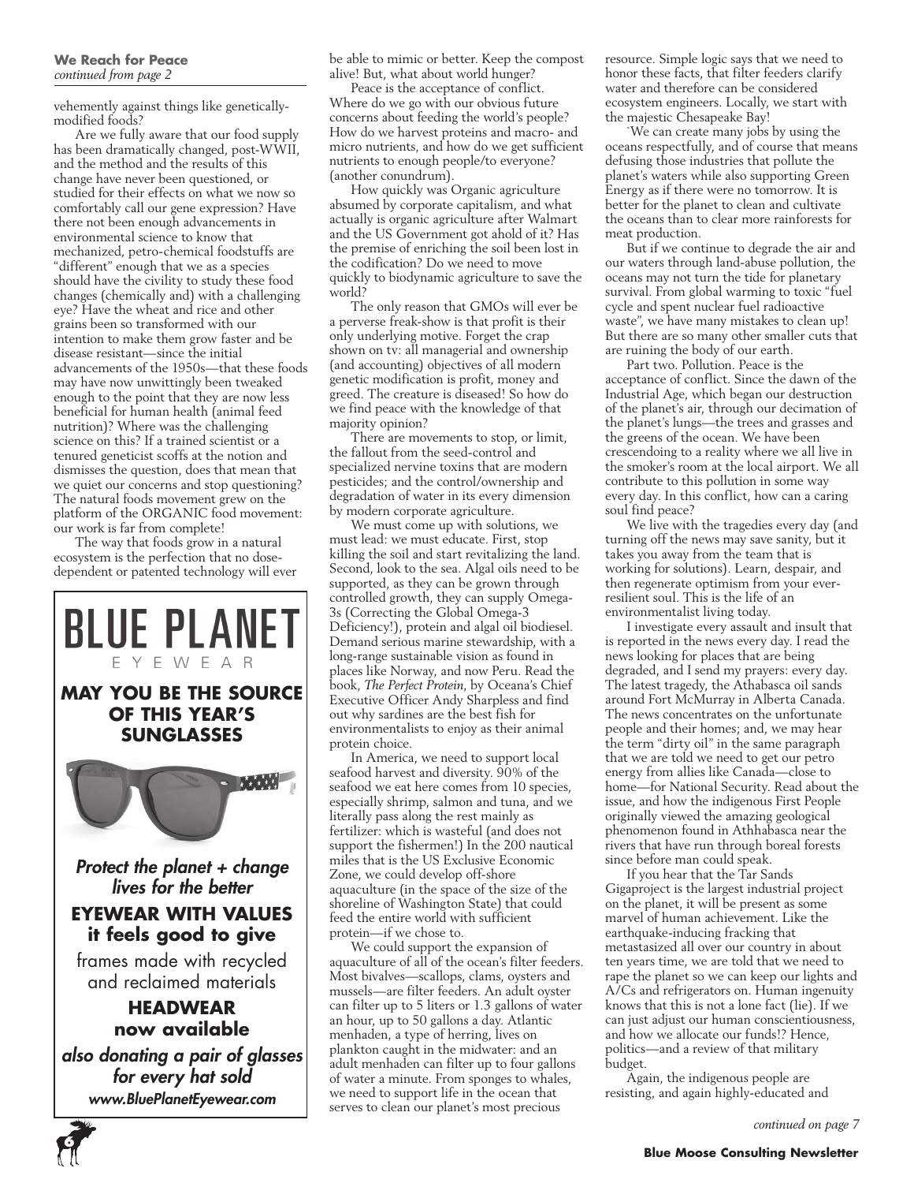**We Reach for Peace**
*continued from page 2*

vehemently against things like genetically-modified foods?

Are we fully aware that our food supply has been dramatically changed, post-WWII, and the method and the results of this change have never been questioned, or studied for their effects on what we now so comfortably call our gene expression? Have there not been enough advancements in environmental science to know that mechanized, petro-chemical foodstuffs are "different" enough that we as a species should have the civility to study these food changes (chemically and) with a challenging eye? Have the wheat and rice and other grains been so transformed with our intention to make them grow faster and be disease resistant—since the initial advancements of the 1950s—that these foods may have now unwittingly been tweaked enough to the point that they are now less beneficial for human health (animal feed nutrition)? Where was the challenging science on this? If a trained scientist or a tenured geneticist scoffs at the notion and dismisses the question, does that mean that we quiet our concerns and stop questioning? The natural foods movement grew on the platform of the ORGANIC food movement: our work is far from complete!

The way that foods grow in a natural ecosystem is the perfection that no dose-dependent or patented technology will ever be able to mimic or better. Keep the compost alive! But, what about world hunger?

Peace is the acceptance of conflict. Where do we go with our obvious future concerns about feeding the world's people? How do we harvest proteins and macro- and micro nutrients, and how do we get sufficient nutrients to enough people/to everyone? (another conundrum).

How quickly was Organic agriculture absumed by corporate capitalism, and what actually is organic agriculture after Walmart and the US Government got ahold of it? Has the premise of enriching the soil been lost in the codification? Do we need to move quickly to biodynamic agriculture to save the world?

The only reason that GMOs will ever be a perverse freak-show is that profit is their only underlying motive. Forget the crap shown on tv: all managerial and ownership (and accounting) objectives of all modern genetic modification is profit, money and greed. The creature is diseased! So how do we find peace with the knowledge of that majority opinion?

There are movements to stop, or limit, the fallout from the seed-control and specialized nervine toxins that are modern pesticides; and the control/ownership and degradation of water in its every dimension by modern corporate agriculture.

We must come up with solutions, we must lead: we must educate. First, stop killing the soil and start revitalizing the land. Second, look to the sea. Algal oils need to be supported, as they can be grown through controlled growth, they can supply Omega-3s (Correcting the Global Omega-3 Deficiency!), protein and algal oil biodiesel. Demand serious marine stewardship, with a long-range sustainable vision as found in places like Norway, and now Peru. Read the book, *The Perfect Protein*, by Oceana's Chief Executive Officer Andy Sharpless and find out why sardines are the best fish for environmentalists to enjoy as their animal protein choice.

In America, we need to support local seafood harvest and diversity. 90% of the seafood we eat here comes from 10 species, especially shrimp, salmon and tuna, and we literally pass along the rest mainly as fertilizer: which is wasteful (and does not support the fishermen!) In the 200 nautical miles that is the US Exclusive Economic Zone, we could develop off-shore aquaculture (in the space of the size of the shoreline of Washington State) that could feed the entire world with sufficient protein—if we chose to.

We could support the expansion of aquaculture of all of the ocean's filter feeders. Most bivalves—scallops, clams, oysters and mussels—are filter feeders. An adult oyster can filter up to 5 liters or 1.3 gallons of water an hour, up to 50 gallons a day. Atlantic menhaden, a type of herring, lives on plankton caught in the midwater: and an adult menhaden can filter up to four gallons of water a minute. From sponges to whales, we need to support life in the ocean that serves to clean our planet's most precious resource. Simple logic says that we need to honor these facts, that filter feeders clarify water and therefore can be considered ecosystem engineers. Locally, we start with the majestic Chesapeake Bay!

`We can create many jobs by using the oceans respectfully, and of course that means defusing those industries that pollute the planet's waters while also supporting Green Energy as if there were no tomorrow. It is better for the planet to clean and cultivate the oceans than to clear more rainforests for meat production.

But if we continue to degrade the air and our waters through land-abuse pollution, the oceans may not turn the tide for planetary survival. From global warming to toxic "fuel cycle and spent nuclear fuel radioactive waste", we have many mistakes to clean up! But there are so many other smaller cuts that are ruining the body of our earth.

Part two. Pollution. Peace is the acceptance of conflict. Since the dawn of the Industrial Age, which began our destruction of the planet's air, through our decimation of the planet's lungs—the trees and grasses and the greens of the ocean. We have been crescendoing to a reality where we all live in the smoker's room at the local airport. We all contribute to this pollution in some way every day. In this conflict, how can a caring soul find peace?

We live with the tragedies every day (and turning off the news may save sanity, but it takes you away from the team that is working for solutions). Learn, despair, and then regenerate optimism from your ever-resilient soul. This is the life of an environmentalist living today.

I investigate every assault and insult that is reported in the news every day. I read the news looking for places that are being degraded, and I send my prayers: every day. The latest tragedy, the Athabasca oil sands around Fort McMurray in Alberta Canada. The news concentrates on the unfortunate people and their homes; and, we may hear the term "dirty oil" in the same paragraph that we are told we need to get our petro energy from allies like Canada—close to home—for National Security. Read about the issue, and how the indigenous First People originally viewed the amazing geological phenomenon found in Athhabasca near the rivers that have run through boreal forests since before man could speak.

If you hear that the Tar Sands Gigaproject is the largest industrial project on the planet, it will be present as some marvel of human achievement. Like the earthquake-inducing fracking that metastasized all over our country in about ten years time, we are told that we need to rape the planet so we can keep our lights and A/Cs and refrigerators on. Human ingenuity knows that this is not a lone fact (lie). If we can just adjust our human conscientiousness, and how we allocate our funds!? Hence, politics—and a review of that military budget.

Again, the indigenous people are resisting, and again highly-educated and

*continued on page 7*

---

# BLUE PLANET
EYEWEAR

**MAY YOU BE THE SOURCE OF THIS YEAR'S SUNGLASSES**

*Protect the planet + change lives for the better*

**EYEWEAR WITH VALUES it feels good to give**

frames made with recycled and reclaimed materials

**HEADWEAR now available**

*also donating a pair of glasses for every hat sold*

*www.BluePlanetEyewear.com*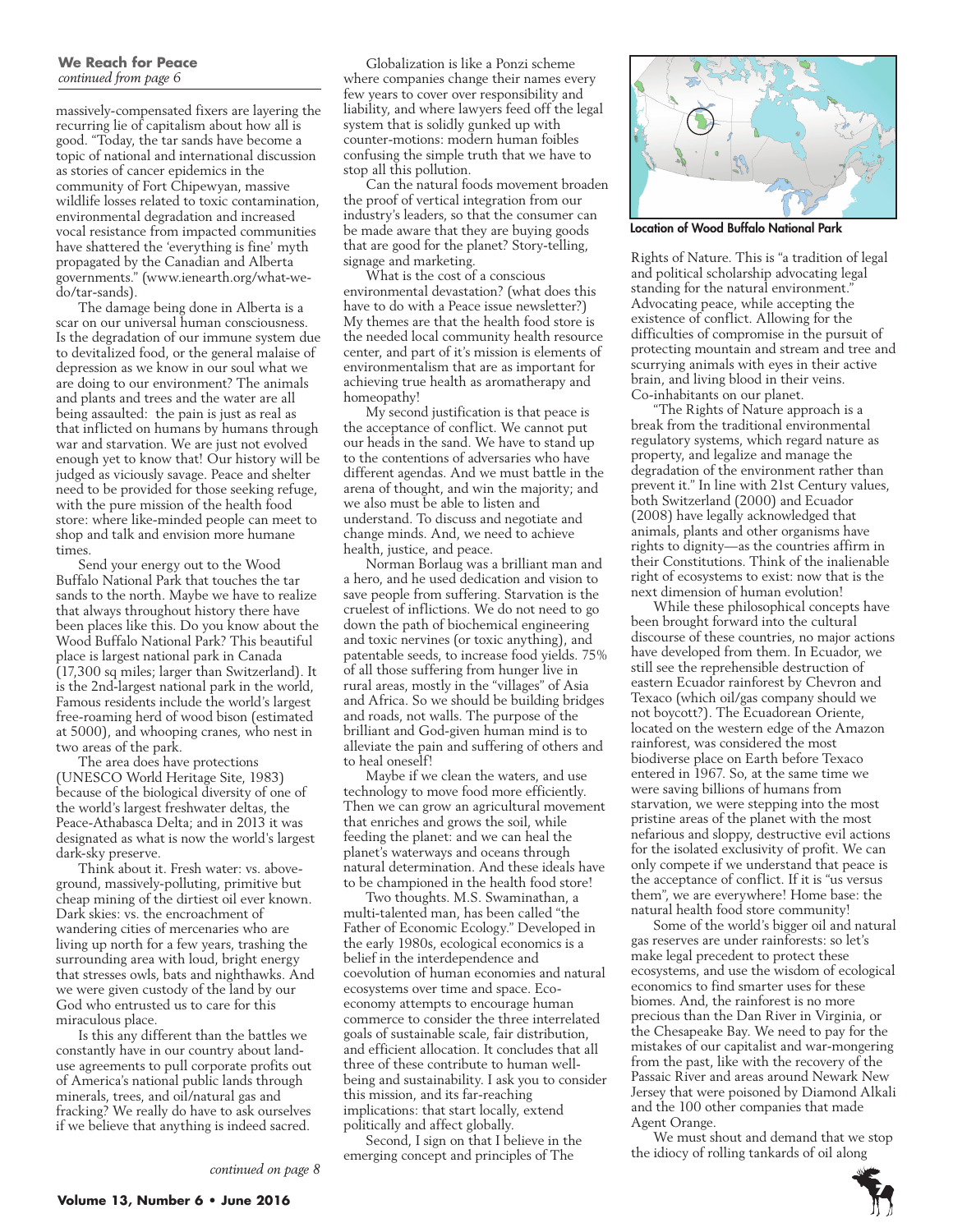**We Reach for Peace**
*continued from page 6*

massively-compensated fixers are layering the recurring lie of capitalism about how all is good. "Today, the tar sands have become a topic of national and international discussion as stories of cancer epidemics in the community of Fort Chipewyan, massive wildlife losses related to toxic contamination, environmental degradation and increased vocal resistance from impacted communities have shattered the 'everything is fine' myth propagated by the Canadian and Alberta governments." (www.ienearth.org/what-we-do/tar-sands).

The damage being done in Alberta is a scar on our universal human consciousness. Is the degradation of our immune system due to devitalized food, or the general malaise of depression as we know in our soul what we are doing to our environment? The animals and plants and trees and the water are all being assaulted: the pain is just as real as that inflicted on humans by humans through war and starvation. We are just not evolved enough yet to know that! Our history will be judged as viciously savage. Peace and shelter need to be provided for those seeking refuge, with the pure mission of the health food store: where like-minded people can meet to shop and talk and envision more humane times.

Send your energy out to the Wood Buffalo National Park that touches the tar sands to the north. Maybe we have to realize that always throughout history there have been places like this. Do you know about the Wood Buffalo National Park? This beautiful place is largest national park in Canada (17,300 sq miles; larger than Switzerland). It is the 2nd-largest national park in the world, Famous residents include the world's largest free-roaming herd of wood bison (estimated at 5000), and whooping cranes, who nest in two areas of the park.

The area does have protections (UNESCO World Heritage Site, 1983) because of the biological diversity of one of the world's largest freshwater deltas, the Peace-Athabasca Delta; and in 2013 it was designated as what is now the world's largest dark-sky preserve.

Think about it. Fresh water: vs. above-ground, massively-polluting, primitive but cheap mining of the dirtiest oil ever known. Dark skies: vs. the encroachment of wandering cities of mercenaries who are living up north for a few years, trashing the surrounding area with loud, bright energy that stresses owls, bats and nighthawks. And we were given custody of the land by our God who entrusted us to care for this miraculous place.

Is this any different than the battles we constantly have in our country about land-use agreements to pull corporate profits out of America's national public lands through minerals, trees, and oil/natural gas and fracking? We really do have to ask ourselves if we believe that anything is indeed sacred.

Globalization is like a Ponzi scheme where companies change their names every few years to cover over responsibility and liability, and where lawyers feed off the legal system that is solidly gunked up with counter-motions: modern human foibles confusing the simple truth that we have to stop all this pollution.

Can the natural foods movement broaden the proof of vertical integration from our industry's leaders, so that the consumer can be made aware that they are buying goods that are good for the planet? Story-telling, signage and marketing.

What is the cost of a conscious environmental devastation? (what does this have to do with a Peace issue newsletter?) My themes are that the health food store is the needed local community health resource center, and part of it's mission is elements of environmentalism that are as important for achieving true health as aromatherapy and homeopathy!

My second justification is that peace is the acceptance of conflict. We cannot put our heads in the sand. We have to stand up to the contentions of adversaries who have different agendas. And we must battle in the arena of thought, and win the majority; and we also must be able to listen and understand. To discuss and negotiate and change minds. And, we need to achieve health, justice, and peace.

Norman Borlaug was a brilliant man and a hero, and he used dedication and vision to save people from suffering. Starvation is the cruelest of inflictions. We do not need to go down the path of biochemical engineering and toxic nervines (or toxic anything), and patentable seeds, to increase food yields. 75% of all those suffering from hunger live in rural areas, mostly in the "villages" of Asia and Africa. So we should be building bridges and roads, not walls. The purpose of the brilliant and God-given human mind is to alleviate the pain and suffering of others and to heal oneself!

Maybe if we clean the waters, and use technology to move food more efficiently. Then we can grow an agricultural movement that enriches and grows the soil, while feeding the planet: and we can heal the planet's waterways and oceans through natural determination. And these ideals have to be championed in the health food store!

Two thoughts. M.S. Swaminathan, a multi-talented man, has been called "the Father of Economic Ecology." Developed in the early 1980s, ecological economics is a belief in the interdependence and coevolution of human economies and natural ecosystems over time and space. Eco-economy attempts to encourage human commerce to consider the three interrelated goals of sustainable scale, fair distribution, and efficient allocation. It concludes that all three of these contribute to human well-being and sustainability. I ask you to consider this mission, and its far-reaching implications: that start locally, extend politically and affect globally.

Second, I sign on that I believe in the emerging concept and principles of The Rights of Nature. This is "a tradition of legal and political scholarship advocating legal standing for the natural environment." Advocating peace, while accepting the existence of conflict. Allowing for the difficulties of compromise in the pursuit of protecting mountain and stream and tree and scurrying animals with eyes in their active brain, and living blood in their veins. Co-inhabitants on our planet.

*continued on page 8*

Location of Wood Buffalo National Park

"The Rights of Nature approach is a break from the traditional environmental regulatory systems, which regard nature as property, and legalize and manage the degradation of the environment rather than prevent it." In line with 21st Century values, both Switzerland (2000) and Ecuador (2008) have legally acknowledged that animals, plants and other organisms have rights to dignity—as the countries affirm in their Constitutions. Think of the inalienable right of ecosystems to exist: now that is the next dimension of human evolution!

While these philosophical concepts have been brought forward into the cultural discourse of these countries, no major actions have developed from them. In Ecuador, we still see the reprehensible destruction of eastern Ecuador rainforest by Chevron and Texaco (which oil/gas company should we not boycott?). The Ecuadorean Oriente, located on the western edge of the Amazon rainforest, was considered the most biodiverse place on Earth before Texaco entered in 1967. So, at the same time we were saving billions of humans from starvation, we were stepping into the most pristine areas of the planet with the most nefarious and sloppy, destructive evil actions for the isolated exclusivity of profit. We can only compete if we understand that peace is the acceptance of conflict. If it is "us versus them", we are everywhere! Home base: the natural health food store community!

Some of the world's bigger oil and natural gas reserves are under rainforests: so let's make legal precedent to protect these ecosystems, and use the wisdom of ecological economics to find smarter uses for these biomes. And, the rainforest is no more precious than the Dan River in Virginia, or the Chesapeake Bay. We need to pay for the mistakes of our capitalist and war-mongering from the past, like with the recovery of the Passaic River and areas around Newark New Jersey that were poisoned by Diamond Alkali and the 100 other companies that made Agent Orange.

We must shout and demand that we stop the idiocy of rolling tankards of oil along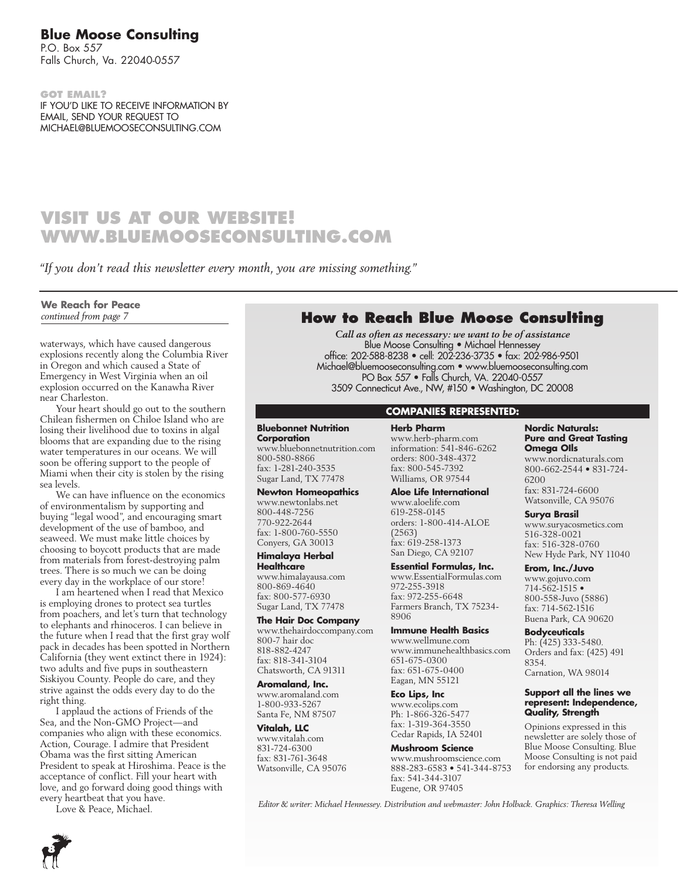## Blue Moose Consulting

P.O. Box 557
Falls Church, Va. 22040-0557

**GOT EMAIL?**
IF YOU'D LIKE TO RECEIVE INFORMATION BY EMAIL, SEND YOUR REQUEST TO MICHAEL@BLUEMOOSECONSULTING.COM

## VISIT US AT OUR WEBSITE! WWW.BLUEMOOSECONSULTING.COM

*"If you don't read this newsletter every month, you are missing something."*

**We Reach for Peace**
*continued from page 7*

waterways, which have caused dangerous explosions recently along the Columbia River in Oregon and which caused a State of Emergency in West Virginia when an oil explosion occurred on the Kanawha River near Charleston.

Your heart should go out to the southern Chilean fishermen on Chiloe Island who are losing their livelihood due to toxins in algal blooms that are expanding due to the rising water temperatures in our oceans. We will soon be offering support to the people of Miami when their city is stolen by the rising sea levels.

We can have influence on the economics of environmentalism by supporting and buying "legal wood", and encouraging smart development of the use of bamboo, and seaweed. We must make little choices by choosing to boycott products that are made from materials from forest-destroying palm trees. There is so much we can be doing every day in the workplace of our store!

I am heartened when I read that Mexico is employing drones to protect sea turtles from poachers, and let's turn that technology to elephants and rhinoceros. I can believe in the future when I read that the first gray wolf pack in decades has been spotted in Northern California (they went extinct there in 1924): two adults and five pups in southeastern Siskiyou County. People do care, and they strive against the odds every day to do the right thing.

I applaud the actions of Friends of the Sea, and the Non-GMO Project—and companies who align with these economics. Action, Courage. I admire that President Obama was the first sitting American President to speak at Hiroshima. Peace is the acceptance of conflict. Fill your heart with love, and go forward doing good things with every heartbeat that you have.

Love & Peace, Michael.

## How to Reach Blue Moose Consulting

***Call as often as necessary: we want to be of assistance***
Blue Moose Consulting • Michael Hennessey
office: 202-588-8238 • cell: 202-236-3735 • fax: 202-986-9501
Michael@bluemooseconsulting.com • www.bluemooseconsulting.com
PO Box 557 • Falls Church, VA. 22040-0557
3509 Connecticut Ave., NW, #150 • Washington, DC 20008

### COMPANIES REPRESENTED:

**Bluebonnet Nutrition Corporation**
www.bluebonnetnutrition.com
800-580-8866
fax: 1-281-240-3535
Sugar Land, TX 77478

**Newton Homeopathics**
www.newtonlabs.net
800-448-7256
770-922-2644
fax: 1-800-760-5550
Conyers, GA 30013

**Himalaya Herbal Healthcare**
www.himalayausa.com
800-869-4640
fax: 800-577-6930
Sugar Land, TX 77478

**The Hair Doc Company**
www.thehairdoccompany.com
800-7 hair doc
818-882-4247
fax: 818-341-3104
Chatsworth, CA 91311

**Aromaland, Inc.**
www.aromaland.com
1-800-933-5267
Santa Fe, NM 87507

**Vitalah, LLC**
www.vitalah.com
831-724-6300
fax: 831-761-3648
Watsonville, CA 95076

**Herb Pharm**
www.herb-pharm.com
information: 541-846-6262
orders: 800-348-4372
fax: 800-545-7392
Williams, OR 97544

**Aloe Life International**
www.aloelife.com
619-258-0145
orders: 1-800-414-ALOE (2563)
fax: 619-258-1373
San Diego, CA 92107

**Essential Formulas, Inc.**
www.EssentialFormulas.com
972-255-3918
fax: 972-255-6648
Farmers Branch, TX 75234-8906

**Immune Health Basics**
www.wellmune.com
www.immunehealthbasics.com
651-675-0300
fax: 651-675-0400
Eagan, MN 55121

**Eco Lips, Inc**
www.ecolips.com
Ph: 1-866-326-5477
fax: 1-319-364-3550
Cedar Rapids, IA 52401

**Mushroom Science**
www.mushroomscience.com
888-283-6583 • 541-344-8753
fax: 541-344-3107
Eugene, OR 97405

**Nordic Naturals: Pure and Great Tasting Omega OIls**
www.nordicnaturals.com
800-662-2544 • 831-724-6200
fax: 831-724-6600
Watsonville, CA 95076

**Surya Brasil**
www.suryacosmetics.com
516-328-0021
fax: 516-328-0760
New Hyde Park, NY 11040

**Erom, Inc./Juvo**
www.gojuvo.com
714-562-1515 •
800-558-Juvo (5886)
fax: 714-562-1516
Buena Park, CA 90620

**Bodyceuticals**
Ph: (425) 333-5480.
Orders and fax: (425) 491 8354.
Carnation, WA 98014

**Support all the lines we represent: Independence, Quality, Strength**

Opinions expressed in this newsletter are solely those of Blue Moose Consulting. Blue Moose Consulting is not paid for endorsing any products.

*Editor & writer: Michael Hennessey. Distribution and webmaster: John Holback. Graphics: Theresa Welling*